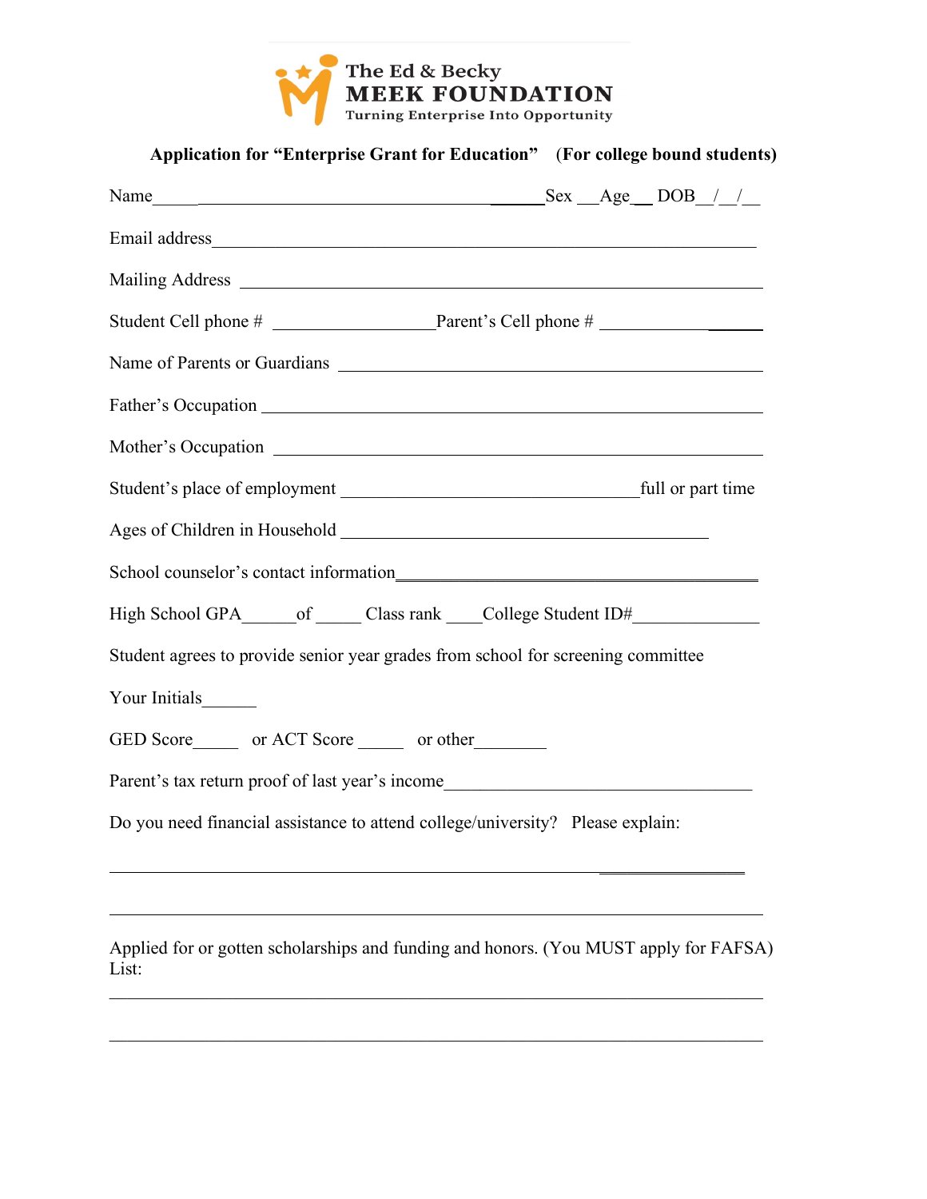The Ed & Becky
**MEEK FOUNDATION**
Turning Enterprise Into Opportunity

**Application for "Enterprise Grant for Education"  (For college bound students)**

Name_______________________________________________Sex ___Age___ DOB__/__/__

Email address_________________________________________________________________

Mailing Address _______________________________________________________________

Student Cell phone # ___________________Parent's Cell phone # __________________

Name of Parents or Guardians ___________________________________________________

Father's Occupation ____________________________________________________________

Mother's Occupation ___________________________________________________________

Student's place of employment ___________________________________full or part time

Ages of Children in Household ____________________________________________

School counselor's contact information____________________________________________

High School GPA______of _____ Class rank ____College Student ID#______________

Student agrees to provide senior year grades from school for screening committee

Your Initials______

GED Score_____ or ACT Score _____ or other________

Parent's tax return proof of last year's income___________________________________

Do you need financial assistance to attend college/university? Please explain:

______________________________________________________________________________

______________________________________________________________________________

Applied for or gotten scholarships and funding and honors. (You MUST apply for FAFSA)
List:

______________________________________________________________________________

______________________________________________________________________________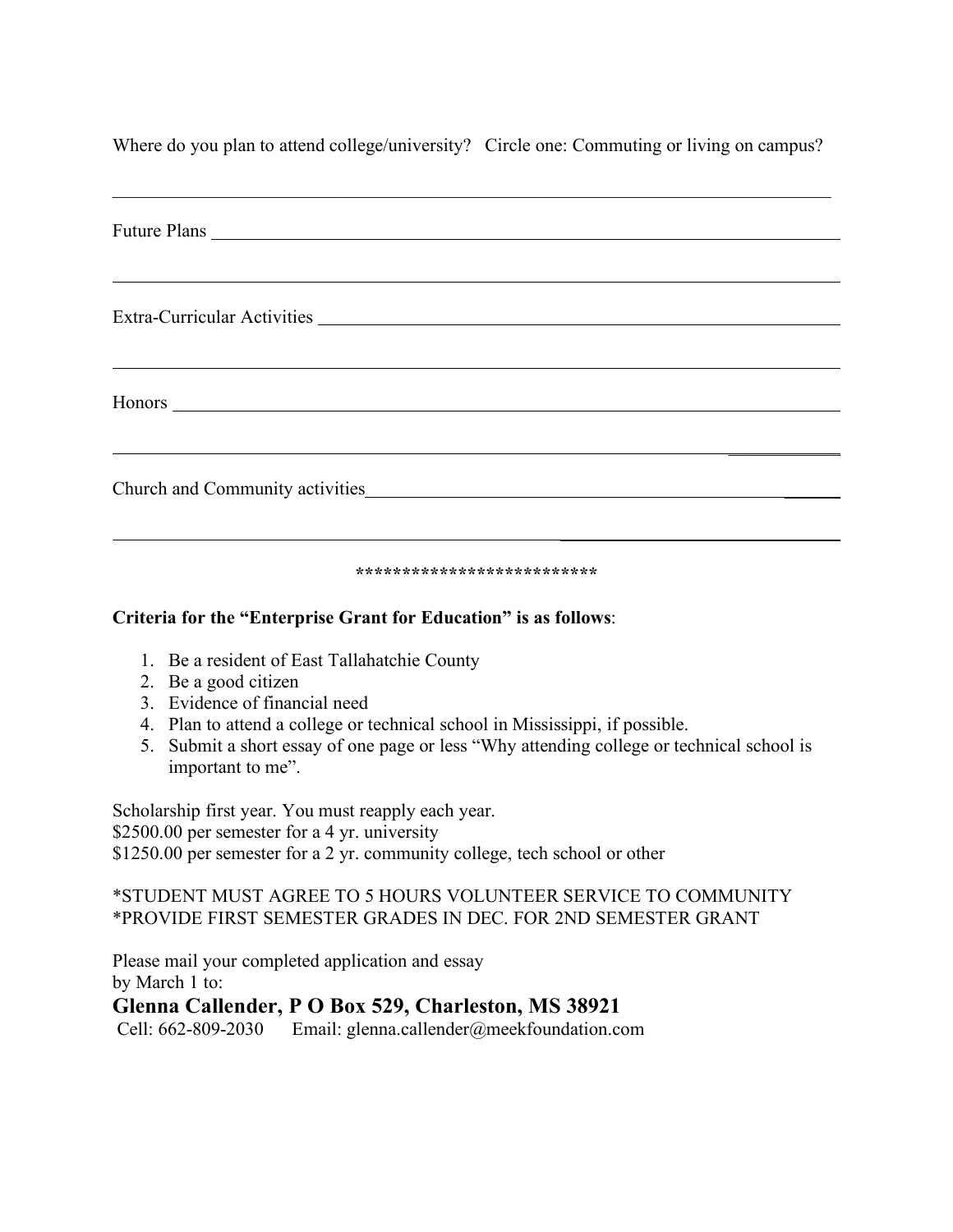Where do you plan to attend college/university? Circle one: Commuting or living on campus?

_______________________________________________________________________________

Future Plans ____________________________________________________________________

_______________________________________________________________________________

Extra-Curricular Activities ________________________________________________________

_______________________________________________________________________________

Honors _________________________________________________________________________

_______________________________________________________________________________

Church and Community activities___________________________________________________

_______________________________________________________________________________

**************************

**Criteria for the "Enterprise Grant for Education" is as follows**:

1. Be a resident of East Tallahatchie County
2. Be a good citizen
3. Evidence of financial need
4. Plan to attend a college or technical school in Mississippi, if possible.
5. Submit a short essay of one page or less "Why attending college or technical school is important to me".

Scholarship first year. You must reapply each year.
$2500.00 per semester for a 4 yr. university
$1250.00 per semester for a 2 yr. community college, tech school or other

*STUDENT MUST AGREE TO 5 HOURS VOLUNTEER SERVICE TO COMMUNITY
*PROVIDE FIRST SEMESTER GRADES IN DEC. FOR 2ND SEMESTER GRANT

Please mail your completed application and essay
by March 1 to:

**Glenna Callender, P O Box 529, Charleston, MS 38921**
Cell: 662-809-2030 Email: glenna.callender@meekfoundation.com